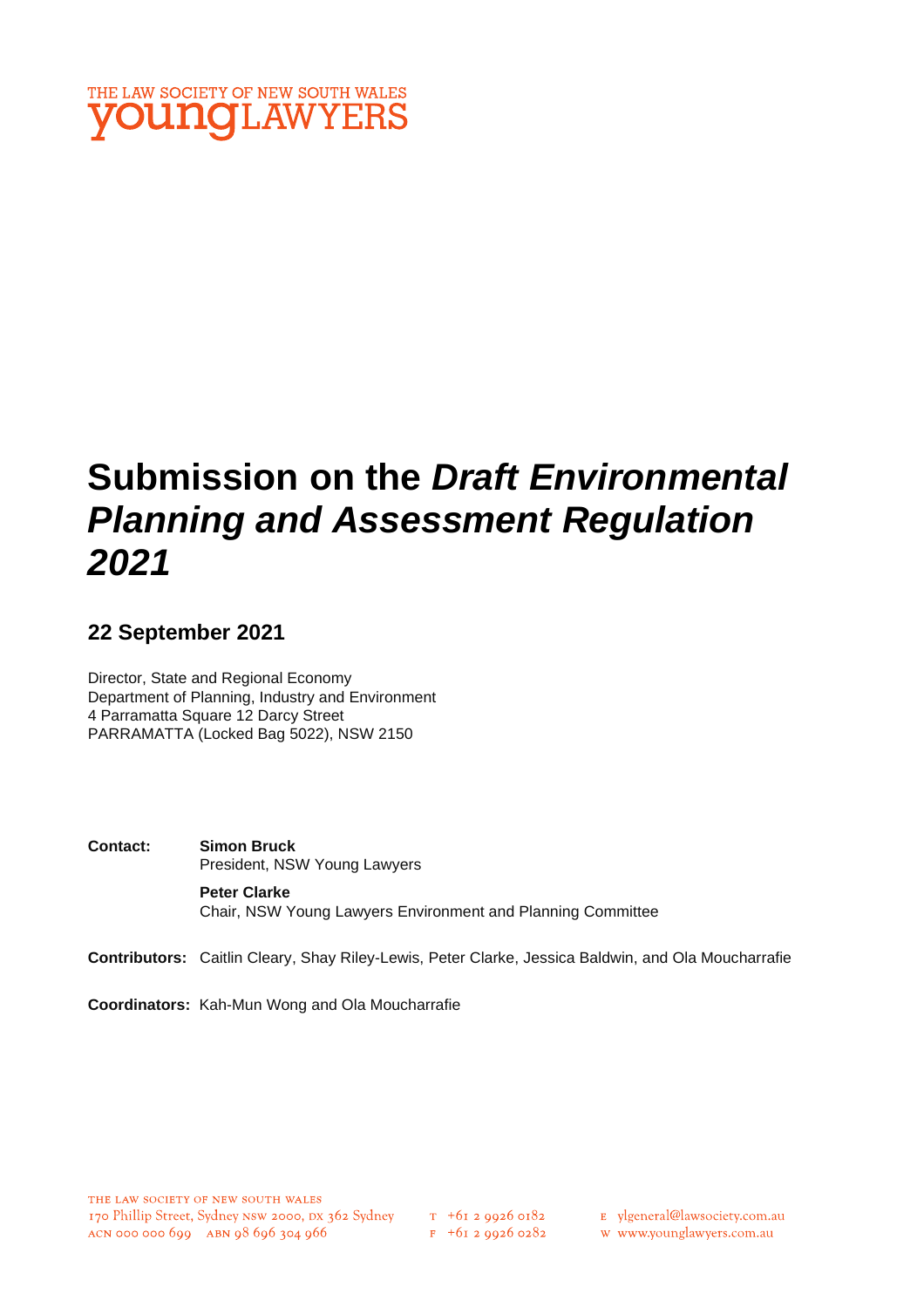THE LAW SOCIETY OF NEW SOUTH WALES
youngLAWYERS

# Submission on the *Draft Environmental Planning and Assessment Regulation 2021*

## 22 September 2021

Director, State and Regional Economy
Department of Planning, Industry and Environment
4 Parramatta Square 12 Darcy Street
PARRAMATTA (Locked Bag 5022), NSW 2150

**Contact:** **Simon Bruck**
President, NSW Young Lawyers

**Peter Clarke**
Chair, NSW Young Lawyers Environment and Planning Committee

**Contributors:** Caitlin Cleary, Shay Riley-Lewis, Peter Clarke, Jessica Baldwin, and Ola Moucharrafie

**Coordinators:** Kah-Mun Wong and Ola Moucharrafie

THE LAW SOCIETY OF NEW SOUTH WALES
170 Phillip Street, Sydney NSW 2000, DX 362 Sydney
ACN 000 000 699 ABN 98 696 304 966
T +61 2 9926 0182
F +61 2 9926 0282
E ylgeneral@lawsociety.com.au
W www.younglawyers.com.au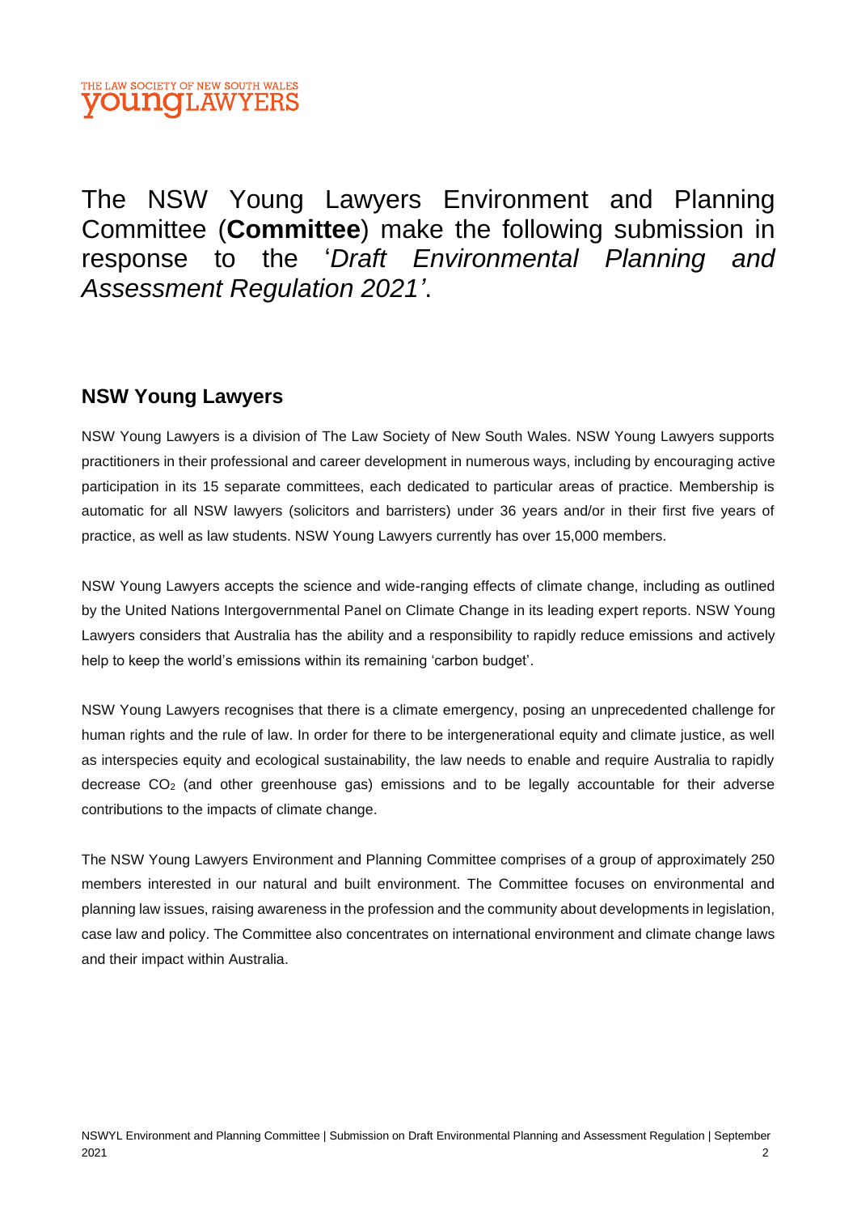The NSW Young Lawyers Environment and Planning Committee (**Committee**) make the following submission in response to the '*Draft Environmental Planning and Assessment Regulation 2021'*.

## NSW Young Lawyers

NSW Young Lawyers is a division of The Law Society of New South Wales. NSW Young Lawyers supports practitioners in their professional and career development in numerous ways, including by encouraging active participation in its 15 separate committees, each dedicated to particular areas of practice. Membership is automatic for all NSW lawyers (solicitors and barristers) under 36 years and/or in their first five years of practice, as well as law students. NSW Young Lawyers currently has over 15,000 members.

NSW Young Lawyers accepts the science and wide-ranging effects of climate change, including as outlined by the United Nations Intergovernmental Panel on Climate Change in its leading expert reports. NSW Young Lawyers considers that Australia has the ability and a responsibility to rapidly reduce emissions and actively help to keep the world's emissions within its remaining 'carbon budget'.

NSW Young Lawyers recognises that there is a climate emergency, posing an unprecedented challenge for human rights and the rule of law. In order for there to be intergenerational equity and climate justice, as well as interspecies equity and ecological sustainability, the law needs to enable and require Australia to rapidly decrease $CO_2$ (and other greenhouse gas) emissions and to be legally accountable for their adverse contributions to the impacts of climate change.

The NSW Young Lawyers Environment and Planning Committee comprises of a group of approximately 250 members interested in our natural and built environment. The Committee focuses on environmental and planning law issues, raising awareness in the profession and the community about developments in legislation, case law and policy. The Committee also concentrates on international environment and climate change laws and their impact within Australia.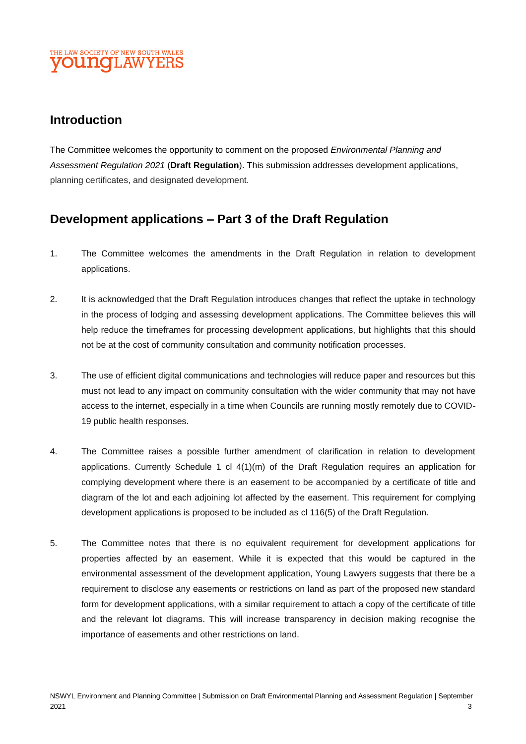## Introduction

The Committee welcomes the opportunity to comment on the proposed *Environmental Planning and Assessment Regulation 2021* (**Draft Regulation**). This submission addresses development applications, planning certificates, and designated development.

## Development applications – Part 3 of the Draft Regulation

1. The Committee welcomes the amendments in the Draft Regulation in relation to development applications.

2. It is acknowledged that the Draft Regulation introduces changes that reflect the uptake in technology in the process of lodging and assessing development applications. The Committee believes this will help reduce the timeframes for processing development applications, but highlights that this should not be at the cost of community consultation and community notification processes.

3. The use of efficient digital communications and technologies will reduce paper and resources but this must not lead to any impact on community consultation with the wider community that may not have access to the internet, especially in a time when Councils are running mostly remotely due to COVID-19 public health responses.

4. The Committee raises a possible further amendment of clarification in relation to development applications. Currently Schedule 1 cl 4(1)(m) of the Draft Regulation requires an application for complying development where there is an easement to be accompanied by a certificate of title and diagram of the lot and each adjoining lot affected by the easement. This requirement for complying development applications is proposed to be included as cl 116(5) of the Draft Regulation.

5. The Committee notes that there is no equivalent requirement for development applications for properties affected by an easement. While it is expected that this would be captured in the environmental assessment of the development application, Young Lawyers suggests that there be a requirement to disclose any easements or restrictions on land as part of the proposed new standard form for development applications, with a similar requirement to attach a copy of the certificate of title and the relevant lot diagrams. This will increase transparency in decision making recognise the importance of easements and other restrictions on land.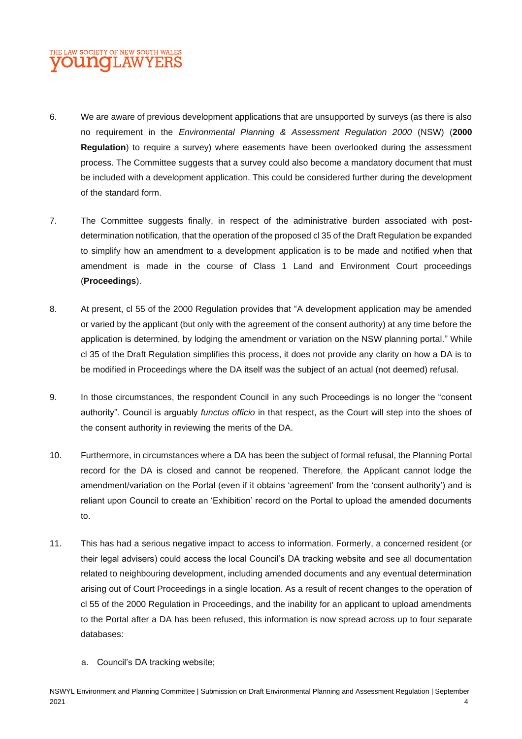6. We are aware of previous development applications that are unsupported by surveys (as there is also no requirement in the *Environmental Planning & Assessment Regulation 2000* (NSW) (**2000 Regulation**) to require a survey) where easements have been overlooked during the assessment process. The Committee suggests that a survey could also become a mandatory document that must be included with a development application. This could be considered further during the development of the standard form.

7. The Committee suggests finally, in respect of the administrative burden associated with post-determination notification, that the operation of the proposed cl 35 of the Draft Regulation be expanded to simplify how an amendment to a development application is to be made and notified when that amendment is made in the course of Class 1 Land and Environment Court proceedings (**Proceedings**).

8. At present, cl 55 of the 2000 Regulation provides that "A development application may be amended or varied by the applicant (but only with the agreement of the consent authority) at any time before the application is determined, by lodging the amendment or variation on the NSW planning portal." While cl 35 of the Draft Regulation simplifies this process, it does not provide any clarity on how a DA is to be modified in Proceedings where the DA itself was the subject of an actual (not deemed) refusal.

9. In those circumstances, the respondent Council in any such Proceedings is no longer the "consent authority". Council is arguably *functus officio* in that respect, as the Court will step into the shoes of the consent authority in reviewing the merits of the DA.

10. Furthermore, in circumstances where a DA has been the subject of formal refusal, the Planning Portal record for the DA is closed and cannot be reopened. Therefore, the Applicant cannot lodge the amendment/variation on the Portal (even if it obtains 'agreement' from the 'consent authority') and is reliant upon Council to create an 'Exhibition' record on the Portal to upload the amended documents to.

11. This has had a serious negative impact to access to information. Formerly, a concerned resident (or their legal advisers) could access the local Council's DA tracking website and see all documentation related to neighbouring development, including amended documents and any eventual determination arising out of Court Proceedings in a single location. As a result of recent changes to the operation of cl 55 of the 2000 Regulation in Proceedings, and the inability for an applicant to upload amendments to the Portal after a DA has been refused, this information is now spread across up to four separate databases:

    a. Council's DA tracking website;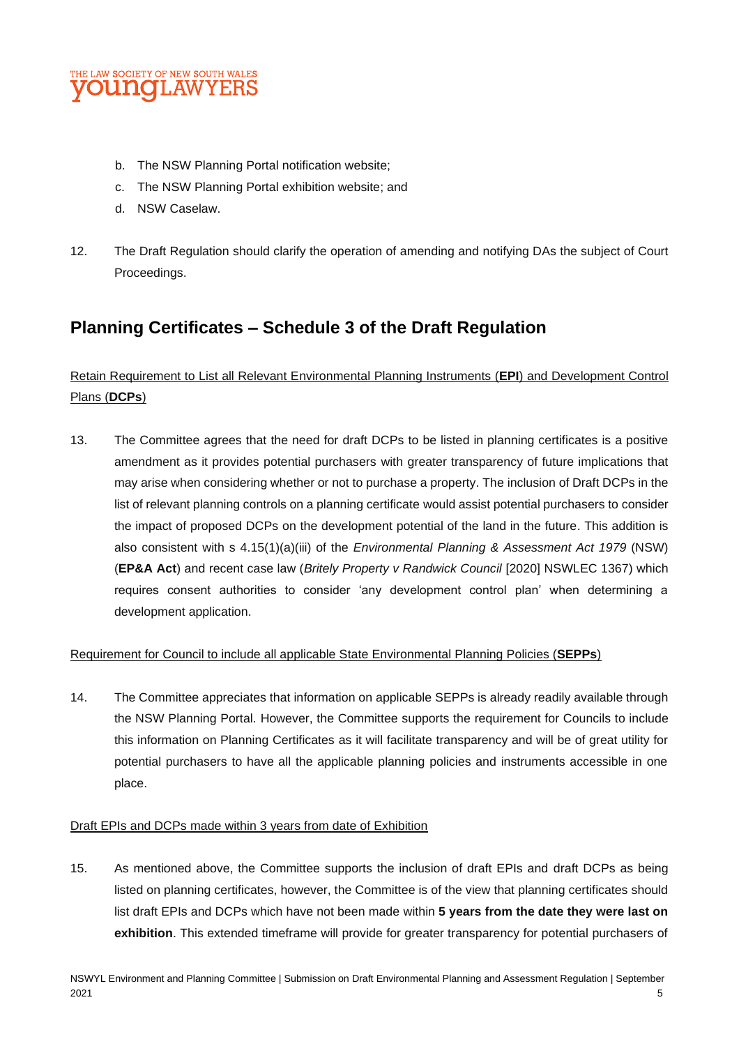b. The NSW Planning Portal notification website;
c. The NSW Planning Portal exhibition website; and
d. NSW Caselaw.

12. The Draft Regulation should clarify the operation of amending and notifying DAs the subject of Court Proceedings.

## Planning Certificates – Schedule 3 of the Draft Regulation

Retain Requirement to List all Relevant Environmental Planning Instruments (**EPI**) and Development Control Plans (**DCPs**)

13. The Committee agrees that the need for draft DCPs to be listed in planning certificates is a positive amendment as it provides potential purchasers with greater transparency of future implications that may arise when considering whether or not to purchase a property. The inclusion of Draft DCPs in the list of relevant planning controls on a planning certificate would assist potential purchasers to consider the impact of proposed DCPs on the development potential of the land in the future. This addition is also consistent with s 4.15(1)(a)(iii) of the *Environmental Planning & Assessment Act 1979* (NSW) (**EP&A Act**) and recent case law (*Britely Property v Randwick Council* [2020] NSWLEC 1367) which requires consent authorities to consider 'any development control plan' when determining a development application.

Requirement for Council to include all applicable State Environmental Planning Policies (**SEPPs**)

14. The Committee appreciates that information on applicable SEPPs is already readily available through the NSW Planning Portal. However, the Committee supports the requirement for Councils to include this information on Planning Certificates as it will facilitate transparency and will be of great utility for potential purchasers to have all the applicable planning policies and instruments accessible in one place.

Draft EPIs and DCPs made within 3 years from date of Exhibition

15. As mentioned above, the Committee supports the inclusion of draft EPIs and draft DCPs as being listed on planning certificates, however, the Committee is of the view that planning certificates should list draft EPIs and DCPs which have not been made within **5 years from the date they were last on exhibition**. This extended timeframe will provide for greater transparency for potential purchasers of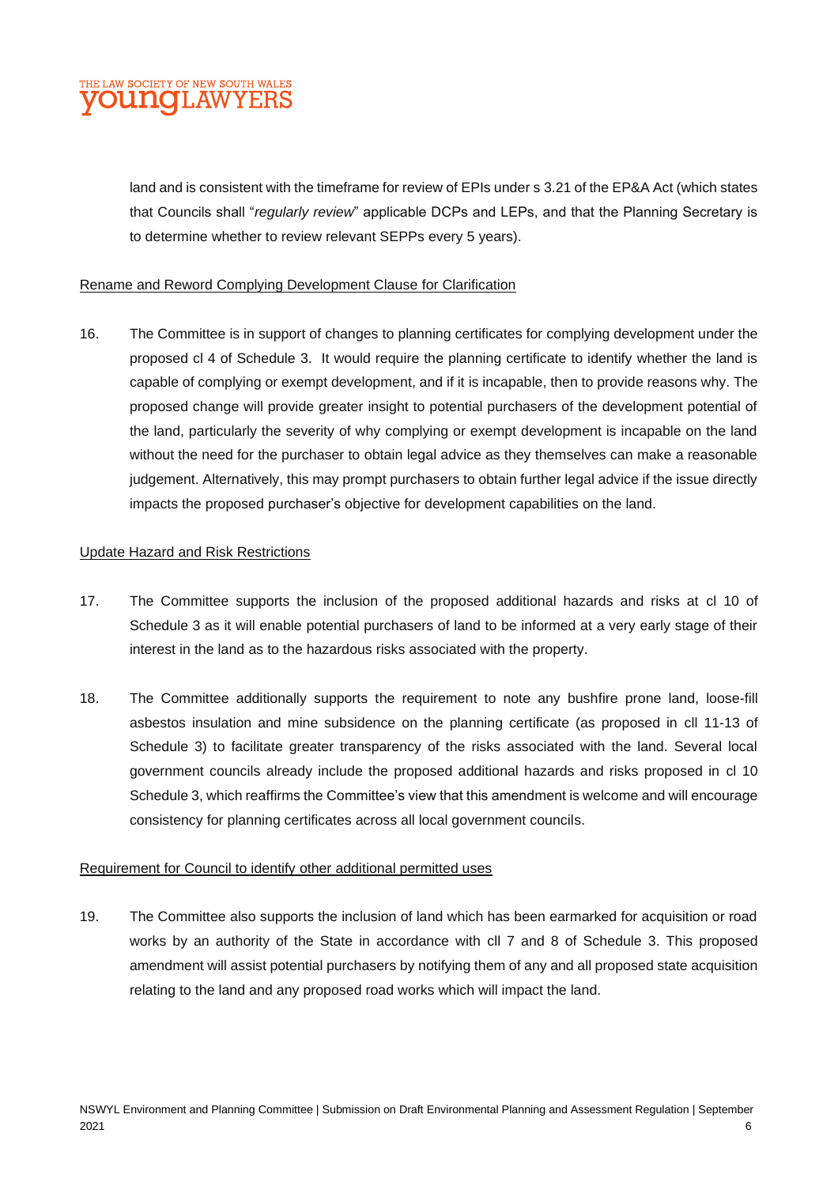land and is consistent with the timeframe for review of EPIs under s 3.21 of the EP&A Act (which states that Councils shall "*regularly review*" applicable DCPs and LEPs, and that the Planning Secretary is to determine whether to review relevant SEPPs every 5 years).

<u>Rename and Reword Complying Development Clause for Clarification</u>

16. The Committee is in support of changes to planning certificates for complying development under the proposed cl 4 of Schedule 3. It would require the planning certificate to identify whether the land is capable of complying or exempt development, and if it is incapable, then to provide reasons why. The proposed change will provide greater insight to potential purchasers of the development potential of the land, particularly the severity of why complying or exempt development is incapable on the land without the need for the purchaser to obtain legal advice as they themselves can make a reasonable judgement. Alternatively, this may prompt purchasers to obtain further legal advice if the issue directly impacts the proposed purchaser's objective for development capabilities on the land.

<u>Update Hazard and Risk Restrictions</u>

17. The Committee supports the inclusion of the proposed additional hazards and risks at cl 10 of Schedule 3 as it will enable potential purchasers of land to be informed at a very early stage of their interest in the land as to the hazardous risks associated with the property.

18. The Committee additionally supports the requirement to note any bushfire prone land, loose-fill asbestos insulation and mine subsidence on the planning certificate (as proposed in cll 11-13 of Schedule 3) to facilitate greater transparency of the risks associated with the land. Several local government councils already include the proposed additional hazards and risks proposed in cl 10 Schedule 3, which reaffirms the Committee's view that this amendment is welcome and will encourage consistency for planning certificates across all local government councils.

<u>Requirement for Council to identify other additional permitted uses</u>

19. The Committee also supports the inclusion of land which has been earmarked for acquisition or road works by an authority of the State in accordance with cll 7 and 8 of Schedule 3. This proposed amendment will assist potential purchasers by notifying them of any and all proposed state acquisition relating to the land and any proposed road works which will impact the land.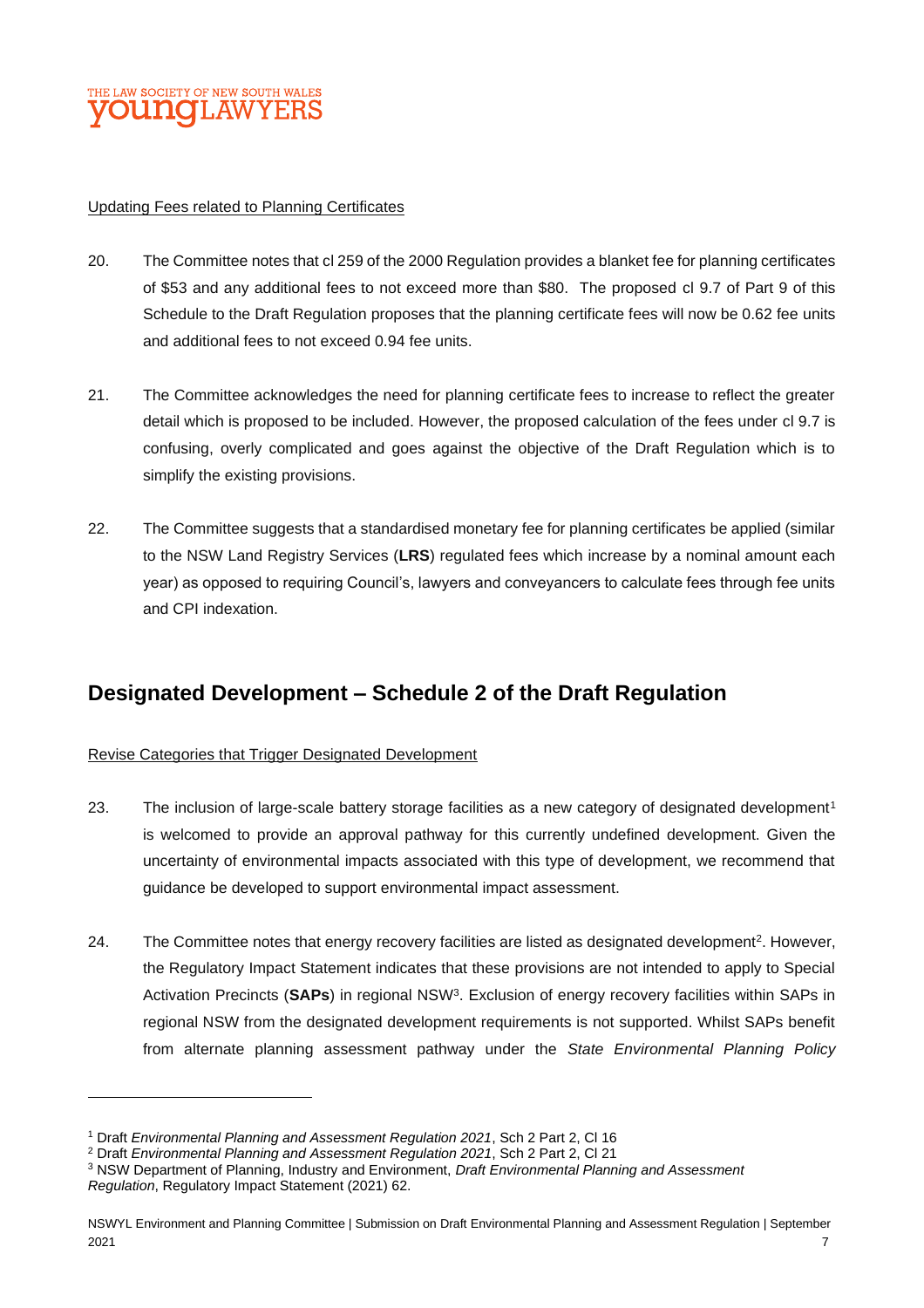Updating Fees related to Planning Certificates

20. The Committee notes that cl 259 of the 2000 Regulation provides a blanket fee for planning certificates of $53 and any additional fees to not exceed more than $80. The proposed cl 9.7 of Part 9 of this Schedule to the Draft Regulation proposes that the planning certificate fees will now be 0.62 fee units and additional fees to not exceed 0.94 fee units.

21. The Committee acknowledges the need for planning certificate fees to increase to reflect the greater detail which is proposed to be included. However, the proposed calculation of the fees under cl 9.7 is confusing, overly complicated and goes against the objective of the Draft Regulation which is to simplify the existing provisions.

22. The Committee suggests that a standardised monetary fee for planning certificates be applied (similar to the NSW Land Registry Services (**LRS**) regulated fees which increase by a nominal amount each year) as opposed to requiring Council's, lawyers and conveyancers to calculate fees through fee units and CPI indexation.

## Designated Development – Schedule 2 of the Draft Regulation

Revise Categories that Trigger Designated Development

23. The inclusion of large-scale battery storage facilities as a new category of designated development[1] is welcomed to provide an approval pathway for this currently undefined development. Given the uncertainty of environmental impacts associated with this type of development, we recommend that guidance be developed to support environmental impact assessment.

24. The Committee notes that energy recovery facilities are listed as designated development[2]. However, the Regulatory Impact Statement indicates that these provisions are not intended to apply to Special Activation Precincts (**SAPs**) in regional NSW[3]. Exclusion of energy recovery facilities within SAPs in regional NSW from the designated development requirements is not supported. Whilst SAPs benefit from alternate planning assessment pathway under the *State Environmental Planning Policy*

---

[1] Draft *Environmental Planning and Assessment Regulation 2021*, Sch 2 Part 2, Cl 16

[2] Draft *Environmental Planning and Assessment Regulation 2021*, Sch 2 Part 2, Cl 21

[3] NSW Department of Planning, Industry and Environment, *Draft Environmental Planning and Assessment Regulation*, Regulatory Impact Statement (2021) 62.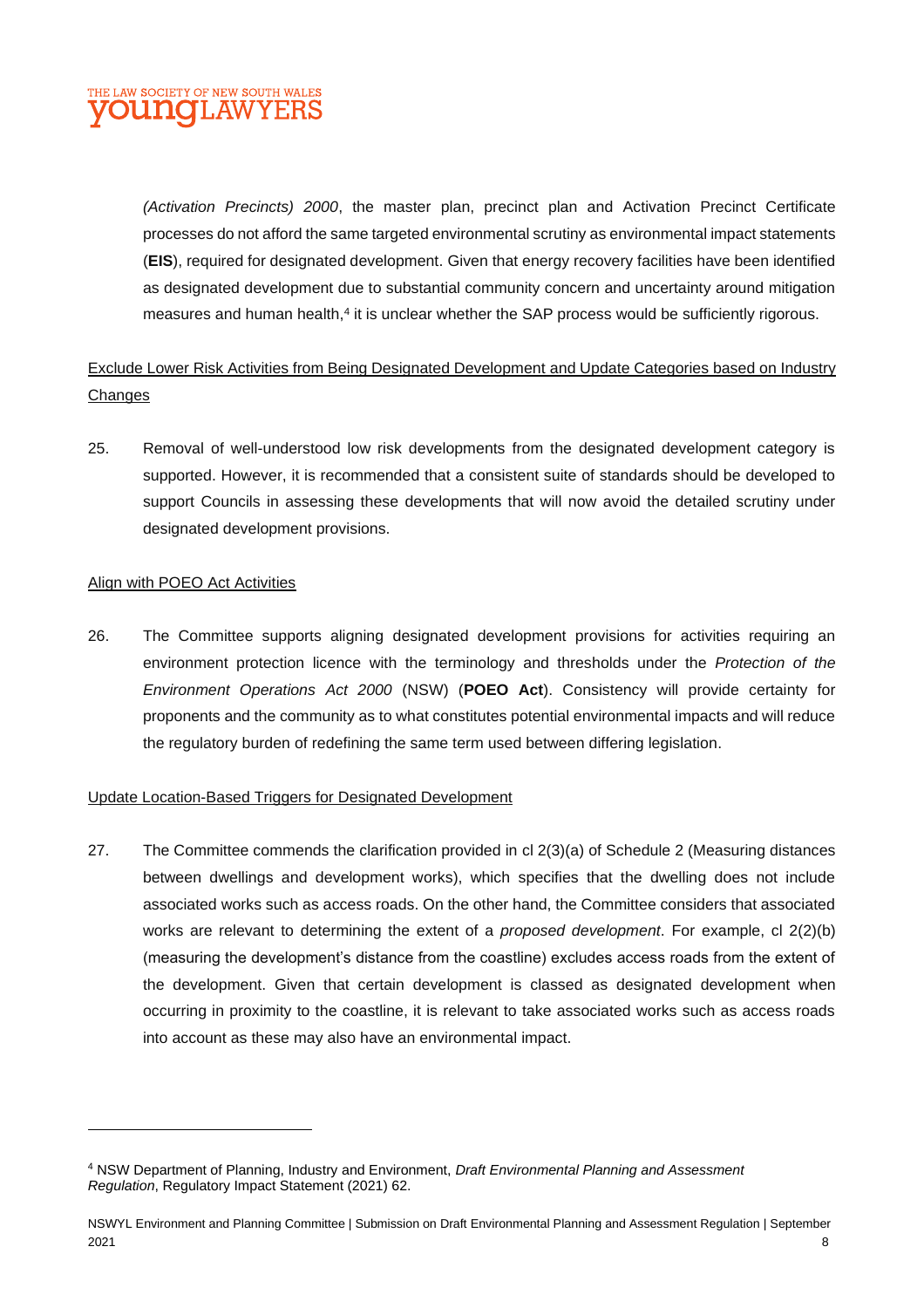*(Activation Precincts) 2000*, the master plan, precinct plan and Activation Precinct Certificate processes do not afford the same targeted environmental scrutiny as environmental impact statements (**EIS**), required for designated development. Given that energy recovery facilities have been identified as designated development due to substantial community concern and uncertainty around mitigation measures and human health,[4] it is unclear whether the SAP process would be sufficiently rigorous.

<u>Exclude Lower Risk Activities from Being Designated Development and Update Categories based on Industry Changes</u>

25. Removal of well-understood low risk developments from the designated development category is supported. However, it is recommended that a consistent suite of standards should be developed to support Councils in assessing these developments that will now avoid the detailed scrutiny under designated development provisions.

<u>Align with POEO Act Activities</u>

26. The Committee supports aligning designated development provisions for activities requiring an environment protection licence with the terminology and thresholds under the *Protection of the Environment Operations Act 2000* (NSW) (**POEO Act**). Consistency will provide certainty for proponents and the community as to what constitutes potential environmental impacts and will reduce the regulatory burden of redefining the same term used between differing legislation.

<u>Update Location-Based Triggers for Designated Development</u>

27. The Committee commends the clarification provided in cl 2(3)(a) of Schedule 2 (Measuring distances between dwellings and development works), which specifies that the dwelling does not include associated works such as access roads. On the other hand, the Committee considers that associated works are relevant to determining the extent of a *proposed development*. For example, cl 2(2)(b) (measuring the development's distance from the coastline) excludes access roads from the extent of the development. Given that certain development is classed as designated development when occurring in proximity to the coastline, it is relevant to take associated works such as access roads into account as these may also have an environmental impact.

---

[4] NSW Department of Planning, Industry and Environment, *Draft Environmental Planning and Assessment Regulation*, Regulatory Impact Statement (2021) 62.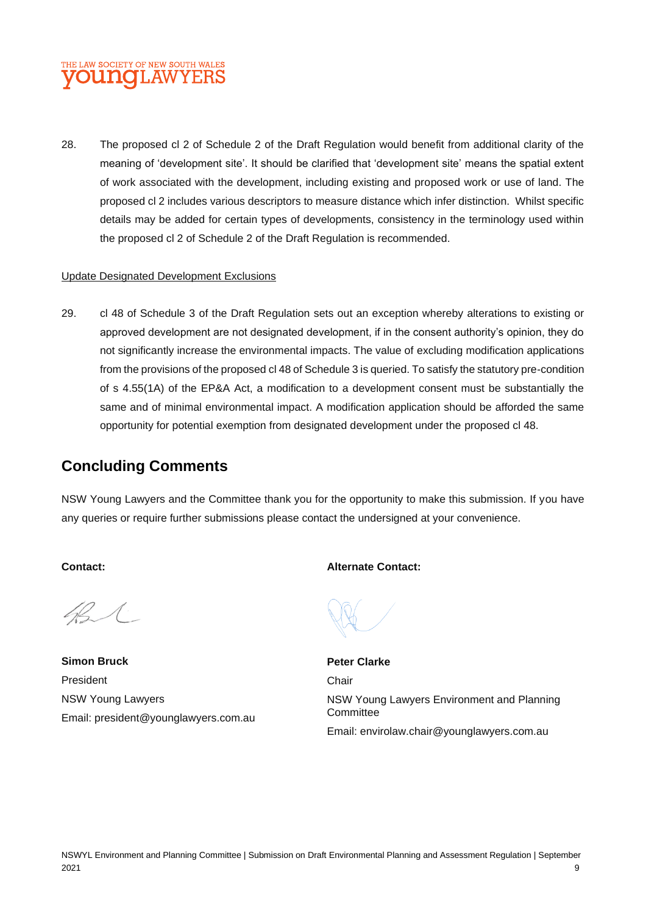28. The proposed cl 2 of Schedule 2 of the Draft Regulation would benefit from additional clarity of the meaning of 'development site'. It should be clarified that 'development site' means the spatial extent of work associated with the development, including existing and proposed work or use of land. The proposed cl 2 includes various descriptors to measure distance which infer distinction. Whilst specific details may be added for certain types of developments, consistency in the terminology used within the proposed cl 2 of Schedule 2 of the Draft Regulation is recommended.

<u>Update Designated Development Exclusions</u>

29. cl 48 of Schedule 3 of the Draft Regulation sets out an exception whereby alterations to existing or approved development are not designated development, if in the consent authority's opinion, they do not significantly increase the environmental impacts. The value of excluding modification applications from the provisions of the proposed cl 48 of Schedule 3 is queried. To satisfy the statutory pre-condition of s 4.55(1A) of the EP&A Act, a modification to a development consent must be substantially the same and of minimal environmental impact. A modification application should be afforded the same opportunity for potential exemption from designated development under the proposed cl 48.

## Concluding Comments

NSW Young Lawyers and the Committee thank you for the opportunity to make this submission. If you have any queries or require further submissions please contact the undersigned at your convenience.

**Contact:**

**Simon Bruck**
President
NSW Young Lawyers
Email: president@younglawyers.com.au

**Alternate Contact:**

**Peter Clarke**
Chair
NSW Young Lawyers Environment and Planning Committee
Email: envirolaw.chair@younglawyers.com.au